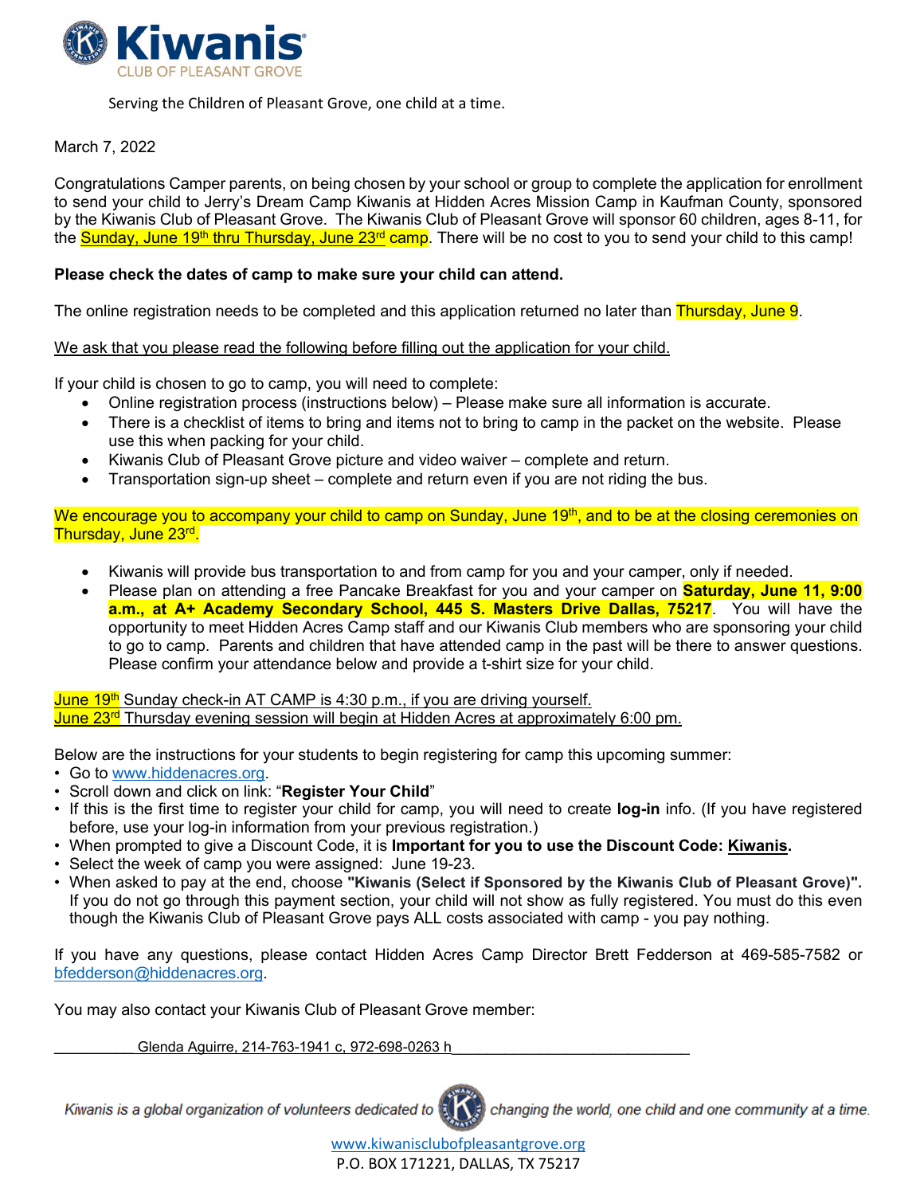# Kiwanis

CLUB OF PLEASANT GROVE

Serving the Children of Pleasant Grove, one child at a time.

March 7, 2022

Congratulations Camper parents, on being chosen by your school or group to complete the application for enrollment to send your child to Jerry's Dream Camp Kiwanis at Hidden Acres Mission Camp in Kaufman County, sponsored by the Kiwanis Club of Pleasant Grove. The Kiwanis Club of Pleasant Grove will sponsor 60 children, ages 8-11, for the Sunday, June 19th thru Thursday, June 23rd camp. There will be no cost to you to send your child to this camp!

**Please check the dates of camp to make sure your child can attend.**

The online registration needs to be completed and this application returned no later than Thursday, June 9.

We ask that you please read the following before filling out the application for your child.

If your child is chosen to go to camp, you will need to complete:

- Online registration process (instructions below) – Please make sure all information is accurate.
- There is a checklist of items to bring and items not to bring to camp in the packet on the website. Please use this when packing for your child.
- Kiwanis Club of Pleasant Grove picture and video waiver – complete and return.
- Transportation sign-up sheet – complete and return even if you are not riding the bus.

We encourage you to accompany your child to camp on Sunday, June 19th, and to be at the closing ceremonies on Thursday, June 23rd.

- Kiwanis will provide bus transportation to and from camp for you and your camper, only if needed.
- Please plan on attending a free Pancake Breakfast for you and your camper on **Saturday, June 11, 9:00 a.m., at A+ Academy Secondary School, 445 S. Masters Drive Dallas, 75217**. You will have the opportunity to meet Hidden Acres Camp staff and our Kiwanis Club members who are sponsoring your child to go to camp. Parents and children that have attended camp in the past will be there to answer questions. Please confirm your attendance below and provide a t-shirt size for your child.

June 19th Sunday check-in AT CAMP is 4:30 p.m., if you are driving yourself.
June 23rd Thursday evening session will begin at Hidden Acres at approximately 6:00 pm.

Below are the instructions for your students to begin registering for camp this upcoming summer:

- Go to www.hiddenacres.org.
- Scroll down and click on link: "**Register Your Child**"
- If this is the first time to register your child for camp, you will need to create **log-in** info. (If you have registered before, use your log-in information from your previous registration.)
- When prompted to give a Discount Code, it is **Important for you to use the Discount Code: Kiwanis.**
- Select the week of camp you were assigned: June 19-23.
- When asked to pay at the end, choose **"Kiwanis (Select if Sponsored by the Kiwanis Club of Pleasant Grove)".** If you do not go through this payment section, your child will not show as fully registered. You must do this even though the Kiwanis Club of Pleasant Grove pays ALL costs associated with camp - you pay nothing.

If you have any questions, please contact Hidden Acres Camp Director Brett Fedderson at 469-585-7582 or bfedderson@hiddenacres.org.

You may also contact your Kiwanis Club of Pleasant Grove member:

Glenda Aguirre, 214-763-1941 c, 972-698-0263 h

*Kiwanis is a global organization of volunteers dedicated to changing the world, one child and one community at a time.*

www.kiwanisclubofpleasantgrove.org
P.O. BOX 171221, DALLAS, TX 75217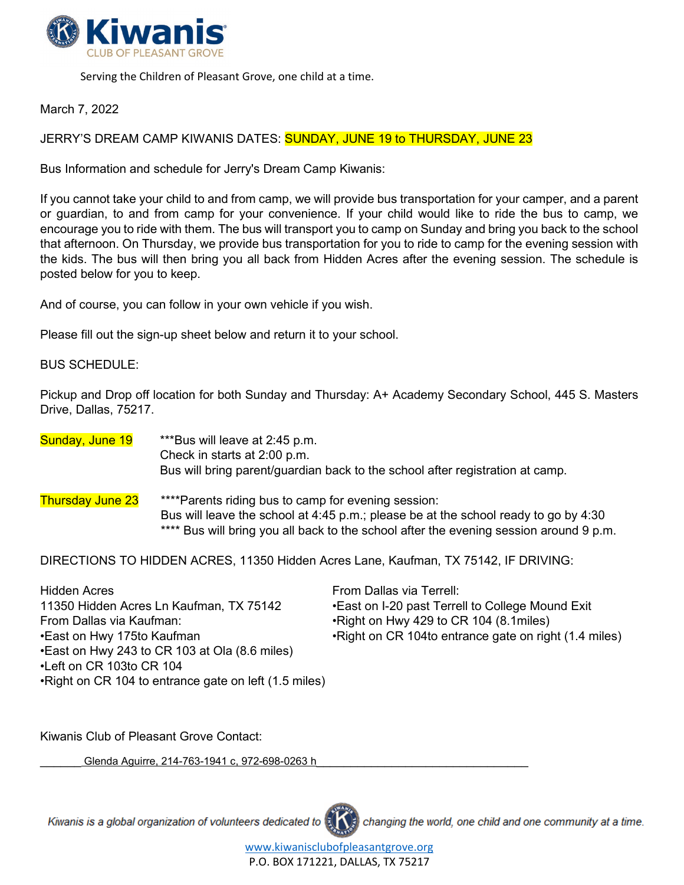# Kiwanis
CLUB OF PLEASANT GROVE

Serving the Children of Pleasant Grove, one child at a time.

March 7, 2022

JERRY'S DREAM CAMP KIWANIS DATES: SUNDAY, JUNE 19 to THURSDAY, JUNE 23

Bus Information and schedule for Jerry's Dream Camp Kiwanis:

If you cannot take your child to and from camp, we will provide bus transportation for your camper, and a parent or guardian, to and from camp for your convenience. If your child would like to ride the bus to camp, we encourage you to ride with them. The bus will transport you to camp on Sunday and bring you back to the school that afternoon. On Thursday, we provide bus transportation for you to ride to camp for the evening session with the kids. The bus will then bring you all back from Hidden Acres after the evening session. The schedule is posted below for you to keep.

And of course, you can follow in your own vehicle if you wish.

Please fill out the sign-up sheet below and return it to your school.

BUS SCHEDULE:

Pickup and Drop off location for both Sunday and Thursday: A+ Academy Secondary School, 445 S. Masters Drive, Dallas, 75217.

| | |
|---|---|
| Sunday, June 19 | ***Bus will leave at 2:45 p.m.<br>Check in starts at 2:00 p.m.<br>Bus will bring parent/guardian back to the school after registration at camp. |
| Thursday June 23 | ****Parents riding bus to camp for evening session:<br>Bus will leave the school at 4:45 p.m.; please be at the school ready to go by 4:30<br>**** Bus will bring you all back to the school after the evening session around 9 p.m. |

DIRECTIONS TO HIDDEN ACRES, 11350 Hidden Acres Lane, Kaufman, TX 75142, IF DRIVING:

Hidden Acres
11350 Hidden Acres Ln Kaufman, TX 75142
From Dallas via Kaufman:
- East on Hwy 175to Kaufman
- East on Hwy 243 to CR 103 at Ola (8.6 miles)
- Left on CR 103to CR 104
- Right on CR 104 to entrance gate on left (1.5 miles)

From Dallas via Terrell:
- East on I-20 past Terrell to College Mound Exit
- Right on Hwy 429 to CR 104 (8.1miles)
- Right on CR 104to entrance gate on right (1.4 miles)

Kiwanis Club of Pleasant Grove Contact:

Glenda Aguirre, 214-763-1941 c, 972-698-0263 h

*Kiwanis is a global organization of volunteers dedicated to changing the world, one child and one community at a time.*

www.kiwanisclubofpleasantgrove.org
P.O. BOX 171221, DALLAS, TX 75217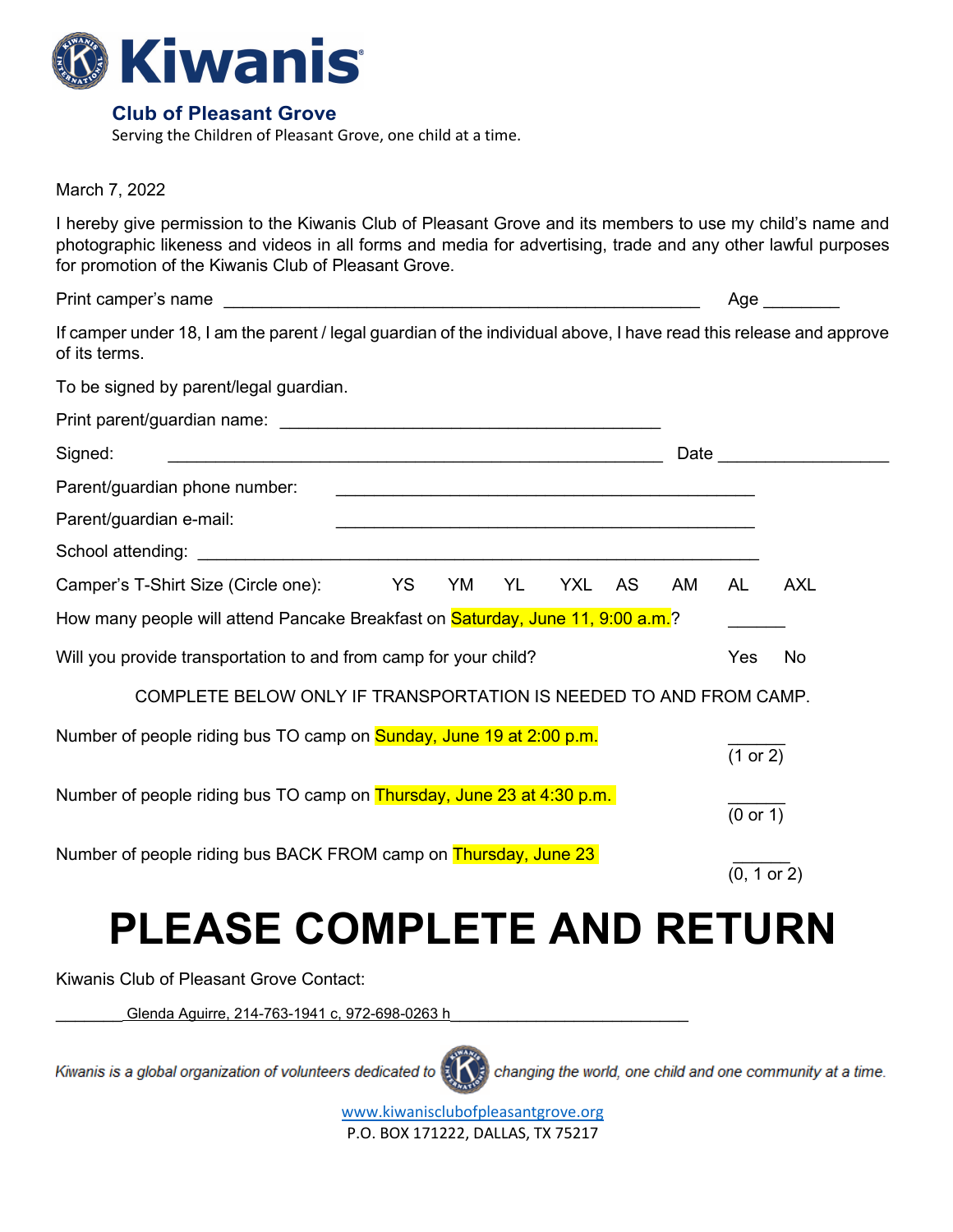# Kiwanis

## Club of Pleasant Grove

Serving the Children of Pleasant Grove, one child at a time.

March 7, 2022

I hereby give permission to the Kiwanis Club of Pleasant Grove and its members to use my child's name and photographic likeness and videos in all forms and media for advertising, trade and any other lawful purposes for promotion of the Kiwanis Club of Pleasant Grove.

Print camper's name \_\_\_\_\_\_\_\_\_\_\_\_\_\_\_\_\_\_\_\_\_\_\_\_\_\_\_\_\_\_\_\_\_\_\_\_\_\_\_\_\_\_\_\_\_\_\_\_\_\_ Age \_\_\_\_\_\_\_\_

If camper under 18, I am the parent / legal guardian of the individual above, I have read this release and approve of its terms.

To be signed by parent/legal guardian.

Print parent/guardian name: \_\_\_\_\_\_\_\_\_\_\_\_\_\_\_\_\_\_\_\_\_\_\_\_\_\_\_\_\_\_\_\_\_\_\_\_\_\_\_\_

Signed: \_\_\_\_\_\_\_\_\_\_\_\_\_\_\_\_\_\_\_\_\_\_\_\_\_\_\_\_\_\_\_\_\_\_\_\_\_\_\_\_\_\_\_\_\_\_\_\_\_\_ Date \_\_\_\_\_\_\_\_\_\_\_\_\_\_\_\_\_\_

Parent/guardian phone number: \_\_\_\_\_\_\_\_\_\_\_\_\_\_\_\_\_\_\_\_\_\_\_\_\_\_\_\_\_\_\_\_\_\_\_\_\_\_\_\_\_\_\_\_

Parent/guardian e-mail: \_\_\_\_\_\_\_\_\_\_\_\_\_\_\_\_\_\_\_\_\_\_\_\_\_\_\_\_\_\_\_\_\_\_\_\_\_\_\_\_\_\_\_\_

School attending: \_\_\_\_\_\_\_\_\_\_\_\_\_\_\_\_\_\_\_\_\_\_\_\_\_\_\_\_\_\_\_\_\_\_\_\_\_\_\_\_\_\_\_\_\_\_\_\_\_\_\_\_\_\_\_\_\_\_

Camper's T-Shirt Size (Circle one): YS YM YL YXL AS AM AL AXL

How many people will attend Pancake Breakfast on Saturday, June 11, 9:00 a.m.? \_\_\_\_\_\_

Will you provide transportation to and from camp for your child? Yes No

COMPLETE BELOW ONLY IF TRANSPORTATION IS NEEDED TO AND FROM CAMP.

Number of people riding bus TO camp on Sunday, June 19 at 2:00 p.m. \_\_\_\_\_\_ (1 or 2)

Number of people riding bus TO camp on Thursday, June 23 at 4:30 p.m. \_\_\_\_\_\_ (0 or 1)

Number of people riding bus BACK FROM camp on Thursday, June 23 \_\_\_\_\_\_ (0, 1 or 2)

# PLEASE COMPLETE AND RETURN

Kiwanis Club of Pleasant Grove Contact:

\_\_\_\_\_\_\_\_Glenda Aguirre, 214-763-1941 c, 972-698-0263 h\_\_\_\_\_\_\_\_\_\_\_\_\_\_\_\_\_\_\_\_\_\_\_\_\_\_\_

*Kiwanis is a global organization of volunteers dedicated to changing the world, one child and one community at a time.*

www.kiwanisclubofpleasantgrove.org
P.O. BOX 171222, DALLAS, TX 75217